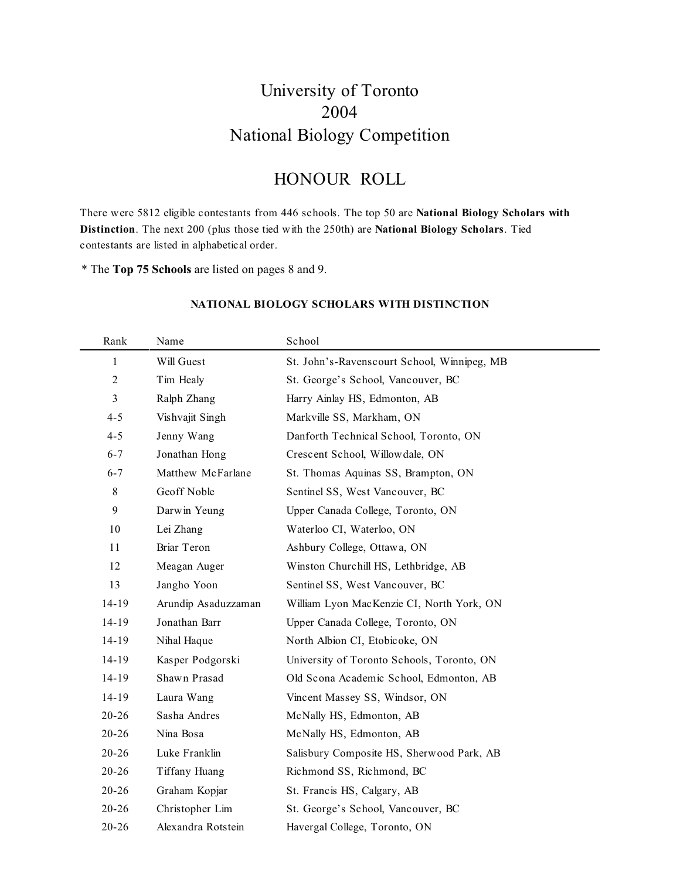# University of Toronto
# 2004
# National Biology Competition

## HONOUR ROLL

There were 5812 eligible contestants from 446 schools. The top 50 are **National Biology Scholars with Distinction**. The next 200 (plus those tied with the 250th) are **National Biology Scholars**. Tied contestants are listed in alphabetical order.

* The **Top 75 Schools** are listed on pages 8 and 9.

### NATIONAL BIOLOGY SCHOLARS WITH DISTINCTION

| Rank | Name | School |
|---|---|---|
| 1 | Will Guest | St. John's-Ravenscourt School, Winnipeg, MB |
| 2 | Tim Healy | St. George's School, Vancouver, BC |
| 3 | Ralph Zhang | Harry Ainlay HS, Edmonton, AB |
| 4-5 | Vishvajit Singh | Markville SS, Markham, ON |
| 4-5 | Jenny Wang | Danforth Technical School, Toronto, ON |
| 6-7 | Jonathan Hong | Crescent School, Willowdale, ON |
| 6-7 | Matthew McFarlane | St. Thomas Aquinas SS, Brampton, ON |
| 8 | Geoff Noble | Sentinel SS, West Vancouver, BC |
| 9 | Darwin Yeung | Upper Canada College, Toronto, ON |
| 10 | Lei Zhang | Waterloo CI, Waterloo, ON |
| 11 | Briar Teron | Ashbury College, Ottawa, ON |
| 12 | Meagan Auger | Winston Churchill HS, Lethbridge, AB |
| 13 | Jangho Yoon | Sentinel SS, West Vancouver, BC |
| 14-19 | Arundip Asaduzzaman | William Lyon MacKenzie CI, North York, ON |
| 14-19 | Jonathan Barr | Upper Canada College, Toronto, ON |
| 14-19 | Nihal Haque | North Albion CI, Etobicoke, ON |
| 14-19 | Kasper Podgorski | University of Toronto Schools, Toronto, ON |
| 14-19 | Shawn Prasad | Old Scona Academic School, Edmonton, AB |
| 14-19 | Laura Wang | Vincent Massey SS, Windsor, ON |
| 20-26 | Sasha Andres | McNally HS, Edmonton, AB |
| 20-26 | Nina Bosa | McNally HS, Edmonton, AB |
| 20-26 | Luke Franklin | Salisbury Composite HS, Sherwood Park, AB |
| 20-26 | Tiffany Huang | Richmond SS, Richmond, BC |
| 20-26 | Graham Kopjar | St. Francis HS, Calgary, AB |
| 20-26 | Christopher Lim | St. George's School, Vancouver, BC |
| 20-26 | Alexandra Rotstein | Havergal College, Toronto, ON |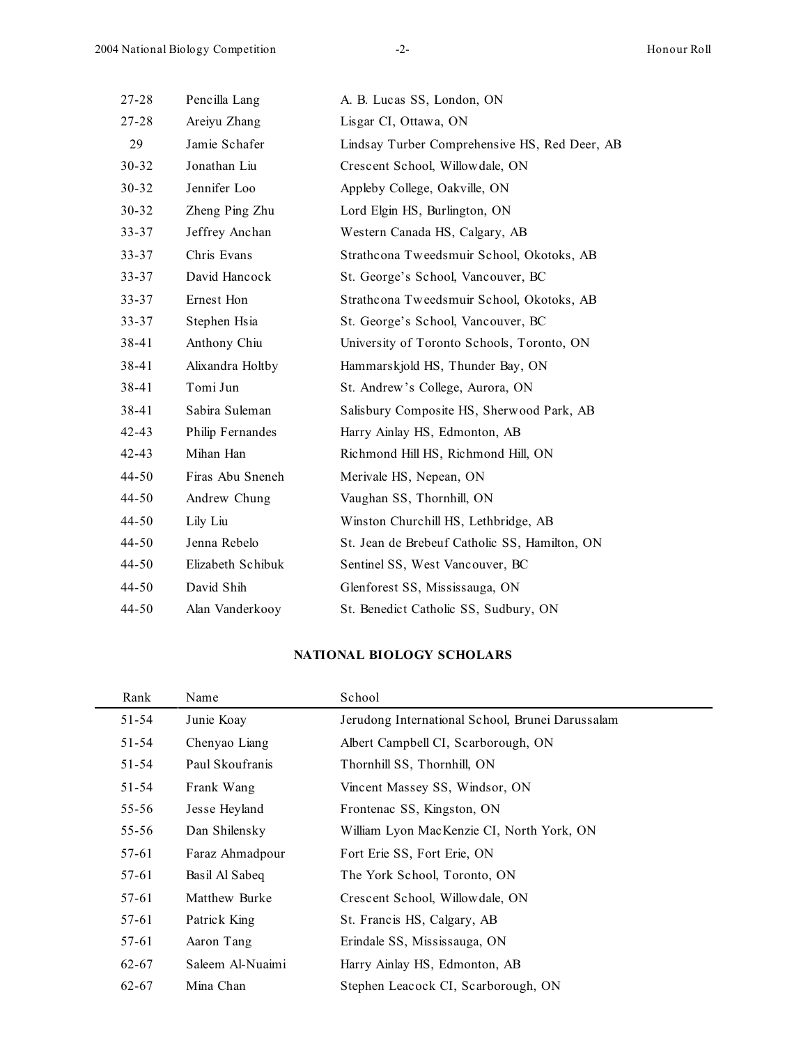| | | |
|---|---|---|
| 27-28 | Pencilla Lang | A. B. Lucas SS, London, ON |
| 27-28 | Areiyu Zhang | Lisgar CI, Ottawa, ON |
| 29 | Jamie Schafer | Lindsay Turber Comprehensive HS, Red Deer, AB |
| 30-32 | Jonathan Liu | Crescent School, Willowdale, ON |
| 30-32 | Jennifer Loo | Appleby College, Oakville, ON |
| 30-32 | Zheng Ping Zhu | Lord Elgin HS, Burlington, ON |
| 33-37 | Jeffrey Anchan | Western Canada HS, Calgary, AB |
| 33-37 | Chris Evans | Strathcona Tweedsmuir School, Okotoks, AB |
| 33-37 | David Hancock | St. George's School, Vancouver, BC |
| 33-37 | Ernest Hon | Strathcona Tweedsmuir School, Okotoks, AB |
| 33-37 | Stephen Hsia | St. George's School, Vancouver, BC |
| 38-41 | Anthony Chiu | University of Toronto Schools, Toronto, ON |
| 38-41 | Alixandra Holtby | Hammarskjold HS, Thunder Bay, ON |
| 38-41 | Tomi Jun | St. Andrew's College, Aurora, ON |
| 38-41 | Sabira Suleman | Salisbury Composite HS, Sherwood Park, AB |
| 42-43 | Philip Fernandes | Harry Ainlay HS, Edmonton, AB |
| 42-43 | Mihan Han | Richmond Hill HS, Richmond Hill, ON |
| 44-50 | Firas Abu Sneneh | Merivale HS, Nepean, ON |
| 44-50 | Andrew Chung | Vaughan SS, Thornhill, ON |
| 44-50 | Lily Liu | Winston Churchill HS, Lethbridge, AB |
| 44-50 | Jenna Rebelo | St. Jean de Brebeuf Catholic SS, Hamilton, ON |
| 44-50 | Elizabeth Schibuk | Sentinel SS, West Vancouver, BC |
| 44-50 | David Shih | Glenforest SS, Mississauga, ON |
| 44-50 | Alan Vanderkooy | St. Benedict Catholic SS, Sudbury, ON |

## NATIONAL BIOLOGY SCHOLARS

| Rank | Name | School |
|---|---|---|
| 51-54 | Junie Koay | Jerudong International School, Brunei Darussalam |
| 51-54 | Chenyao Liang | Albert Campbell CI, Scarborough, ON |
| 51-54 | Paul Skoufranis | Thornhill SS, Thornhill, ON |
| 51-54 | Frank Wang | Vincent Massey SS, Windsor, ON |
| 55-56 | Jesse Heyland | Frontenac SS, Kingston, ON |
| 55-56 | Dan Shilensky | William Lyon MacKenzie CI, North York, ON |
| 57-61 | Faraz Ahmadpour | Fort Erie SS, Fort Erie, ON |
| 57-61 | Basil Al Sabeq | The York School, Toronto, ON |
| 57-61 | Matthew Burke | Crescent School, Willowdale, ON |
| 57-61 | Patrick King | St. Francis HS, Calgary, AB |
| 57-61 | Aaron Tang | Erindale SS, Mississauga, ON |
| 62-67 | Saleem Al-Nuaimi | Harry Ainlay HS, Edmonton, AB |
| 62-67 | Mina Chan | Stephen Leacock CI, Scarborough, ON |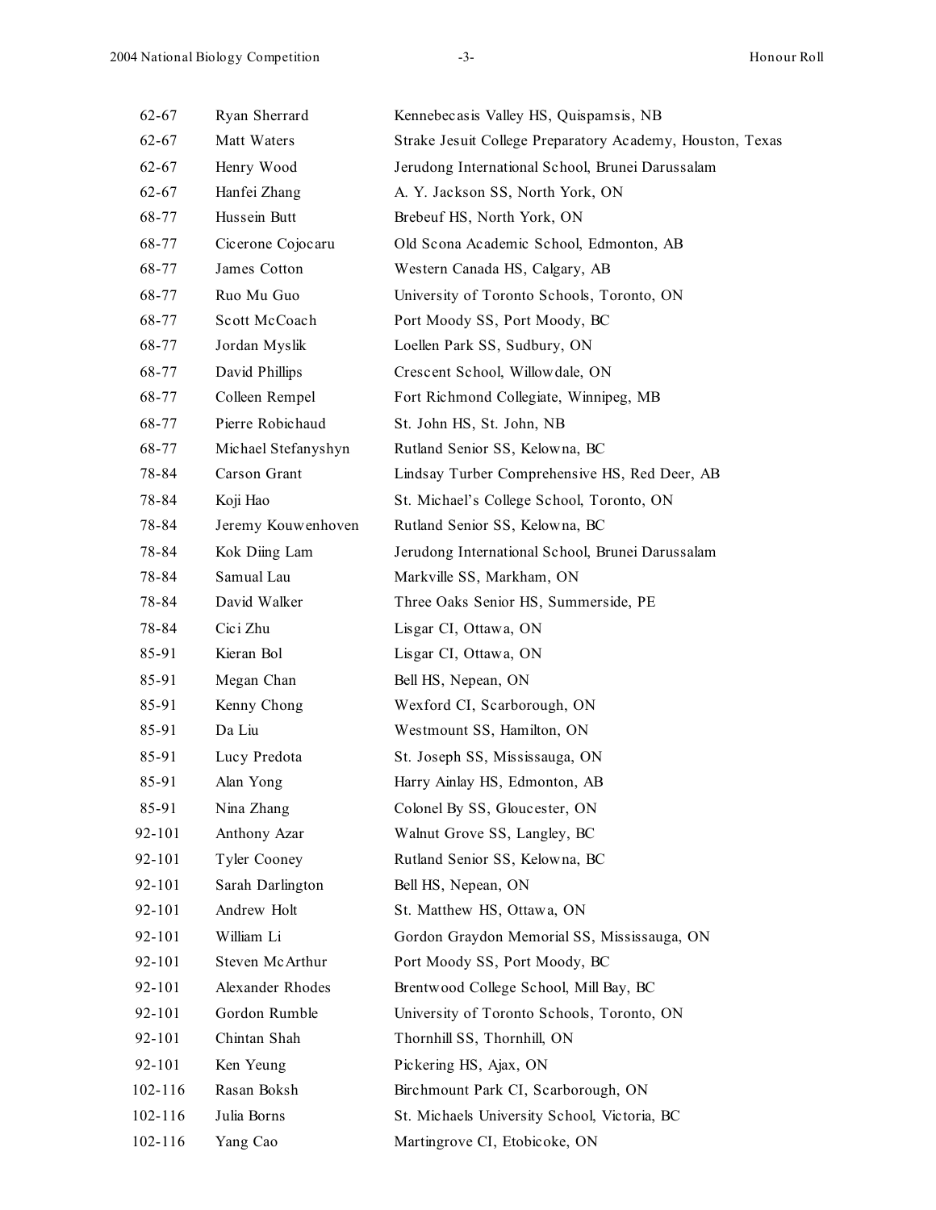| | | |
|---|---|---|
| 62-67 | Ryan Sherrard | Kennebecasis Valley HS, Quispamsis, NB |
| 62-67 | Matt Waters | Strake Jesuit College Preparatory Academy, Houston, Texas |
| 62-67 | Henry Wood | Jerudong International School, Brunei Darussalam |
| 62-67 | Hanfei Zhang | A. Y. Jackson SS, North York, ON |
| 68-77 | Hussein Butt | Brebeuf HS, North York, ON |
| 68-77 | Cicerone Cojocaru | Old Scona Academic School, Edmonton, AB |
| 68-77 | James Cotton | Western Canada HS, Calgary, AB |
| 68-77 | Ruo Mu Guo | University of Toronto Schools, Toronto, ON |
| 68-77 | Scott McCoach | Port Moody SS, Port Moody, BC |
| 68-77 | Jordan Myslik | Loellen Park SS, Sudbury, ON |
| 68-77 | David Phillips | Crescent School, Willowdale, ON |
| 68-77 | Colleen Rempel | Fort Richmond Collegiate, Winnipeg, MB |
| 68-77 | Pierre Robichaud | St. John HS, St. John, NB |
| 68-77 | Michael Stefanyshyn | Rutland Senior SS, Kelowna, BC |
| 78-84 | Carson Grant | Lindsay Turber Comprehensive HS, Red Deer, AB |
| 78-84 | Koji Hao | St. Michael's College School, Toronto, ON |
| 78-84 | Jeremy Kouwenhoven | Rutland Senior SS, Kelowna, BC |
| 78-84 | Kok Diing Lam | Jerudong International School, Brunei Darussalam |
| 78-84 | Samual Lau | Markville SS, Markham, ON |
| 78-84 | David Walker | Three Oaks Senior HS, Summerside, PE |
| 78-84 | Cici Zhu | Lisgar CI, Ottawa, ON |
| 85-91 | Kieran Bol | Lisgar CI, Ottawa, ON |
| 85-91 | Megan Chan | Bell HS, Nepean, ON |
| 85-91 | Kenny Chong | Wexford CI, Scarborough, ON |
| 85-91 | Da Liu | Westmount SS, Hamilton, ON |
| 85-91 | Lucy Predota | St. Joseph SS, Mississauga, ON |
| 85-91 | Alan Yong | Harry Ainlay HS, Edmonton, AB |
| 85-91 | Nina Zhang | Colonel By SS, Gloucester, ON |
| 92-101 | Anthony Azar | Walnut Grove SS, Langley, BC |
| 92-101 | Tyler Cooney | Rutland Senior SS, Kelowna, BC |
| 92-101 | Sarah Darlington | Bell HS, Nepean, ON |
| 92-101 | Andrew Holt | St. Matthew HS, Ottawa, ON |
| 92-101 | William Li | Gordon Graydon Memorial SS, Mississauga, ON |
| 92-101 | Steven McArthur | Port Moody SS, Port Moody, BC |
| 92-101 | Alexander Rhodes | Brentwood College School, Mill Bay, BC |
| 92-101 | Gordon Rumble | University of Toronto Schools, Toronto, ON |
| 92-101 | Chintan Shah | Thornhill SS, Thornhill, ON |
| 92-101 | Ken Yeung | Pickering HS, Ajax, ON |
| 102-116 | Rasan Boksh | Birchmount Park CI, Scarborough, ON |
| 102-116 | Julia Borns | St. Michaels University School, Victoria, BC |
| 102-116 | Yang Cao | Martingrove CI, Etobicoke, ON |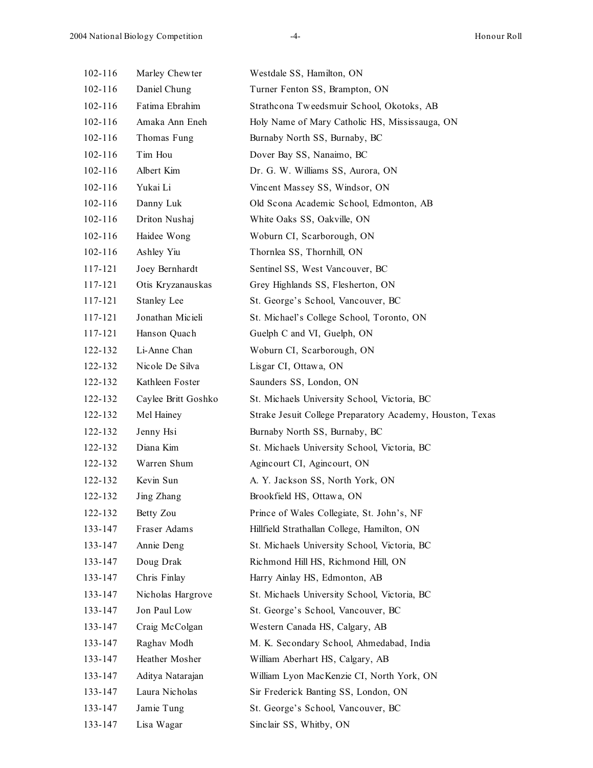| | | |
|---|---|---|
| 102-116 | Marley Chewter | Westdale SS, Hamilton, ON |
| 102-116 | Daniel Chung | Turner Fenton SS, Brampton, ON |
| 102-116 | Fatima Ebrahim | Strathcona Tweedsmuir School, Okotoks, AB |
| 102-116 | Amaka Ann Eneh | Holy Name of Mary Catholic HS, Mississauga, ON |
| 102-116 | Thomas Fung | Burnaby North SS, Burnaby, BC |
| 102-116 | Tim Hou | Dover Bay SS, Nanaimo, BC |
| 102-116 | Albert Kim | Dr. G. W. Williams SS, Aurora, ON |
| 102-116 | Yukai Li | Vincent Massey SS, Windsor, ON |
| 102-116 | Danny Luk | Old Scona Academic School, Edmonton, AB |
| 102-116 | Driton Nushaj | White Oaks SS, Oakville, ON |
| 102-116 | Haidee Wong | Woburn CI, Scarborough, ON |
| 102-116 | Ashley Yiu | Thornlea SS, Thornhill, ON |
| 117-121 | Joey Bernhardt | Sentinel SS, West Vancouver, BC |
| 117-121 | Otis Kryzanauskas | Grey Highlands SS, Flesherton, ON |
| 117-121 | Stanley Lee | St. George's School, Vancouver, BC |
| 117-121 | Jonathan Micieli | St. Michael's College School, Toronto, ON |
| 117-121 | Hanson Quach | Guelph C and VI, Guelph, ON |
| 122-132 | Li-Anne Chan | Woburn CI, Scarborough, ON |
| 122-132 | Nicole De Silva | Lisgar CI, Ottawa, ON |
| 122-132 | Kathleen Foster | Saunders SS, London, ON |
| 122-132 | Caylee Britt Goshko | St. Michaels University School, Victoria, BC |
| 122-132 | Mel Hainey | Strake Jesuit College Preparatory Academy, Houston, Texas |
| 122-132 | Jenny Hsi | Burnaby North SS, Burnaby, BC |
| 122-132 | Diana Kim | St. Michaels University School, Victoria, BC |
| 122-132 | Warren Shum | Agincourt CI, Agincourt, ON |
| 122-132 | Kevin Sun | A. Y. Jackson SS, North York, ON |
| 122-132 | Jing Zhang | Brookfield HS, Ottawa, ON |
| 122-132 | Betty Zou | Prince of Wales Collegiate, St. John's, NF |
| 133-147 | Fraser Adams | Hillfield Strathallan College, Hamilton, ON |
| 133-147 | Annie Deng | St. Michaels University School, Victoria, BC |
| 133-147 | Doug Drak | Richmond Hill HS, Richmond Hill, ON |
| 133-147 | Chris Finlay | Harry Ainlay HS, Edmonton, AB |
| 133-147 | Nicholas Hargrove | St. Michaels University School, Victoria, BC |
| 133-147 | Jon Paul Low | St. George's School, Vancouver, BC |
| 133-147 | Craig McColgan | Western Canada HS, Calgary, AB |
| 133-147 | Raghav Modh | M. K. Secondary School, Ahmedabad, India |
| 133-147 | Heather Mosher | William Aberhart HS, Calgary, AB |
| 133-147 | Aditya Natarajan | William Lyon MacKenzie CI, North York, ON |
| 133-147 | Laura Nicholas | Sir Frederick Banting SS, London, ON |
| 133-147 | Jamie Tung | St. George's School, Vancouver, BC |
| 133-147 | Lisa Wagar | Sinclair SS, Whitby, ON |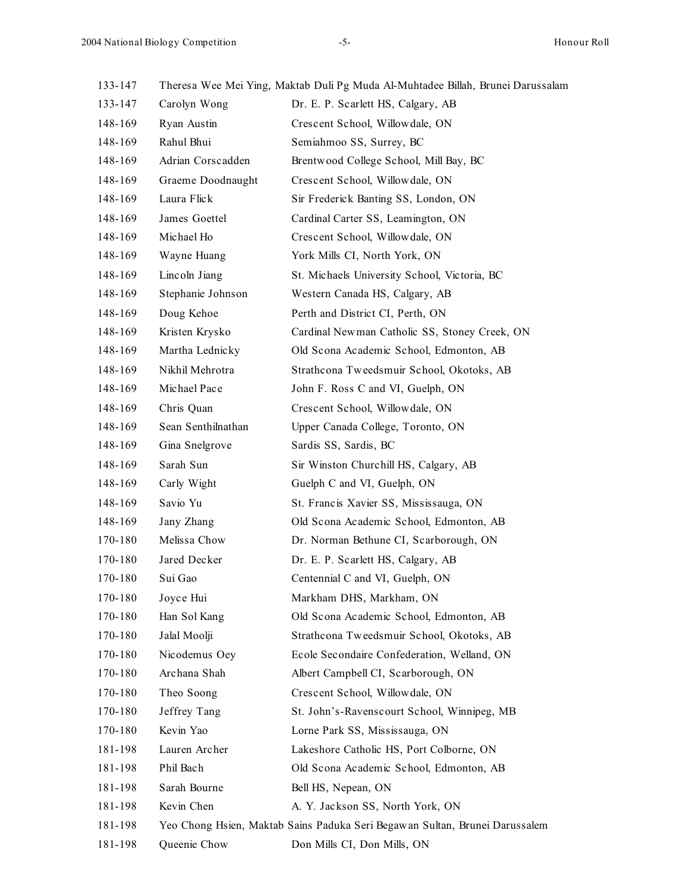| | | |
|---|---|---|
| 133-147 | Theresa Wee Mei Ying, Maktab Duli Pg Muda Al-Muhtadee Billah, Brunei Darussalam | |
| 133-147 | Carolyn Wong | Dr. E. P. Scarlett HS, Calgary, AB |
| 148-169 | Ryan Austin | Crescent School, Willowdale, ON |
| 148-169 | Rahul Bhui | Semiahmoo SS, Surrey, BC |
| 148-169 | Adrian Corscadden | Brentwood College School, Mill Bay, BC |
| 148-169 | Graeme Doodnaught | Crescent School, Willowdale, ON |
| 148-169 | Laura Flick | Sir Frederick Banting SS, London, ON |
| 148-169 | James Goettel | Cardinal Carter SS, Leamington, ON |
| 148-169 | Michael Ho | Crescent School, Willowdale, ON |
| 148-169 | Wayne Huang | York Mills CI, North York, ON |
| 148-169 | Lincoln Jiang | St. Michaels University School, Victoria, BC |
| 148-169 | Stephanie Johnson | Western Canada HS, Calgary, AB |
| 148-169 | Doug Kehoe | Perth and District CI, Perth, ON |
| 148-169 | Kristen Krysko | Cardinal Newman Catholic SS, Stoney Creek, ON |
| 148-169 | Martha Lednicky | Old Scona Academic School, Edmonton, AB |
| 148-169 | Nikhil Mehrotra | Strathcona Tweedsmuir School, Okotoks, AB |
| 148-169 | Michael Pace | John F. Ross C and VI, Guelph, ON |
| 148-169 | Chris Quan | Crescent School, Willowdale, ON |
| 148-169 | Sean Senthilnathan | Upper Canada College, Toronto, ON |
| 148-169 | Gina Snelgrove | Sardis SS, Sardis, BC |
| 148-169 | Sarah Sun | Sir Winston Churchill HS, Calgary, AB |
| 148-169 | Carly Wight | Guelph C and VI, Guelph, ON |
| 148-169 | Savio Yu | St. Francis Xavier SS, Mississauga, ON |
| 148-169 | Jany Zhang | Old Scona Academic School, Edmonton, AB |
| 170-180 | Melissa Chow | Dr. Norman Bethune CI, Scarborough, ON |
| 170-180 | Jared Decker | Dr. E. P. Scarlett HS, Calgary, AB |
| 170-180 | Sui Gao | Centennial C and VI, Guelph, ON |
| 170-180 | Joyce Hui | Markham DHS, Markham, ON |
| 170-180 | Han Sol Kang | Old Scona Academic School, Edmonton, AB |
| 170-180 | Jalal Moolji | Strathcona Tweedsmuir School, Okotoks, AB |
| 170-180 | Nicodemus Oey | Ecole Secondaire Confederation, Welland, ON |
| 170-180 | Archana Shah | Albert Campbell CI, Scarborough, ON |
| 170-180 | Theo Soong | Crescent School, Willowdale, ON |
| 170-180 | Jeffrey Tang | St. John's-Ravenscourt School, Winnipeg, MB |
| 170-180 | Kevin Yao | Lorne Park SS, Mississauga, ON |
| 181-198 | Lauren Archer | Lakeshore Catholic HS, Port Colborne, ON |
| 181-198 | Phil Bach | Old Scona Academic School, Edmonton, AB |
| 181-198 | Sarah Bourne | Bell HS, Nepean, ON |
| 181-198 | Kevin Chen | A. Y. Jackson SS, North York, ON |
| 181-198 | Yeo Chong Hsien, Maktab Sains Paduka Seri Begawan Sultan, Brunei Darussalem | |
| 181-198 | Queenie Chow | Don Mills CI, Don Mills, ON |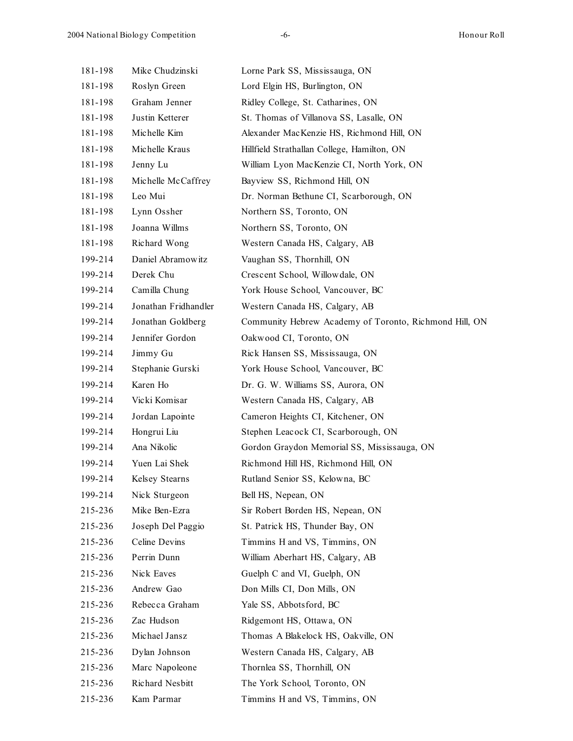| | | |
|---|---|---|
| 181-198 | Mike Chudzinski | Lorne Park SS, Mississauga, ON |
| 181-198 | Roslyn Green | Lord Elgin HS, Burlington, ON |
| 181-198 | Graham Jenner | Ridley College, St. Catharines, ON |
| 181-198 | Justin Ketterer | St. Thomas of Villanova SS, Lasalle, ON |
| 181-198 | Michelle Kim | Alexander MacKenzie HS, Richmond Hill, ON |
| 181-198 | Michelle Kraus | Hillfield Strathallan College, Hamilton, ON |
| 181-198 | Jenny Lu | William Lyon MacKenzie CI, North York, ON |
| 181-198 | Michelle McCaffrey | Bayview SS, Richmond Hill, ON |
| 181-198 | Leo Mui | Dr. Norman Bethune CI, Scarborough, ON |
| 181-198 | Lynn Ossher | Northern SS, Toronto, ON |
| 181-198 | Joanna Willms | Northern SS, Toronto, ON |
| 181-198 | Richard Wong | Western Canada HS, Calgary, AB |
| 199-214 | Daniel Abramowitz | Vaughan SS, Thornhill, ON |
| 199-214 | Derek Chu | Crescent School, Willowdale, ON |
| 199-214 | Camilla Chung | York House School, Vancouver, BC |
| 199-214 | Jonathan Fridhandler | Western Canada HS, Calgary, AB |
| 199-214 | Jonathan Goldberg | Community Hebrew Academy of Toronto, Richmond Hill, ON |
| 199-214 | Jennifer Gordon | Oakwood CI, Toronto, ON |
| 199-214 | Jimmy Gu | Rick Hansen SS, Mississauga, ON |
| 199-214 | Stephanie Gurski | York House School, Vancouver, BC |
| 199-214 | Karen Ho | Dr. G. W. Williams SS, Aurora, ON |
| 199-214 | Vicki Komisar | Western Canada HS, Calgary, AB |
| 199-214 | Jordan Lapointe | Cameron Heights CI, Kitchener, ON |
| 199-214 | Hongrui Liu | Stephen Leacock CI, Scarborough, ON |
| 199-214 | Ana Nikolic | Gordon Graydon Memorial SS, Mississauga, ON |
| 199-214 | Yuen Lai Shek | Richmond Hill HS, Richmond Hill, ON |
| 199-214 | Kelsey Stearns | Rutland Senior SS, Kelowna, BC |
| 199-214 | Nick Sturgeon | Bell HS, Nepean, ON |
| 215-236 | Mike Ben-Ezra | Sir Robert Borden HS, Nepean, ON |
| 215-236 | Joseph Del Paggio | St. Patrick HS, Thunder Bay, ON |
| 215-236 | Celine Devins | Timmins H and VS, Timmins, ON |
| 215-236 | Perrin Dunn | William Aberhart HS, Calgary, AB |
| 215-236 | Nick Eaves | Guelph C and VI, Guelph, ON |
| 215-236 | Andrew Gao | Don Mills CI, Don Mills, ON |
| 215-236 | Rebecca Graham | Yale SS, Abbotsford, BC |
| 215-236 | Zac Hudson | Ridgemont HS, Ottawa, ON |
| 215-236 | Michael Jansz | Thomas A Blakelock HS, Oakville, ON |
| 215-236 | Dylan Johnson | Western Canada HS, Calgary, AB |
| 215-236 | Marc Napoleone | Thornlea SS, Thornhill, ON |
| 215-236 | Richard Nesbitt | The York School, Toronto, ON |
| 215-236 | Kam Parmar | Timmins H and VS, Timmins, ON |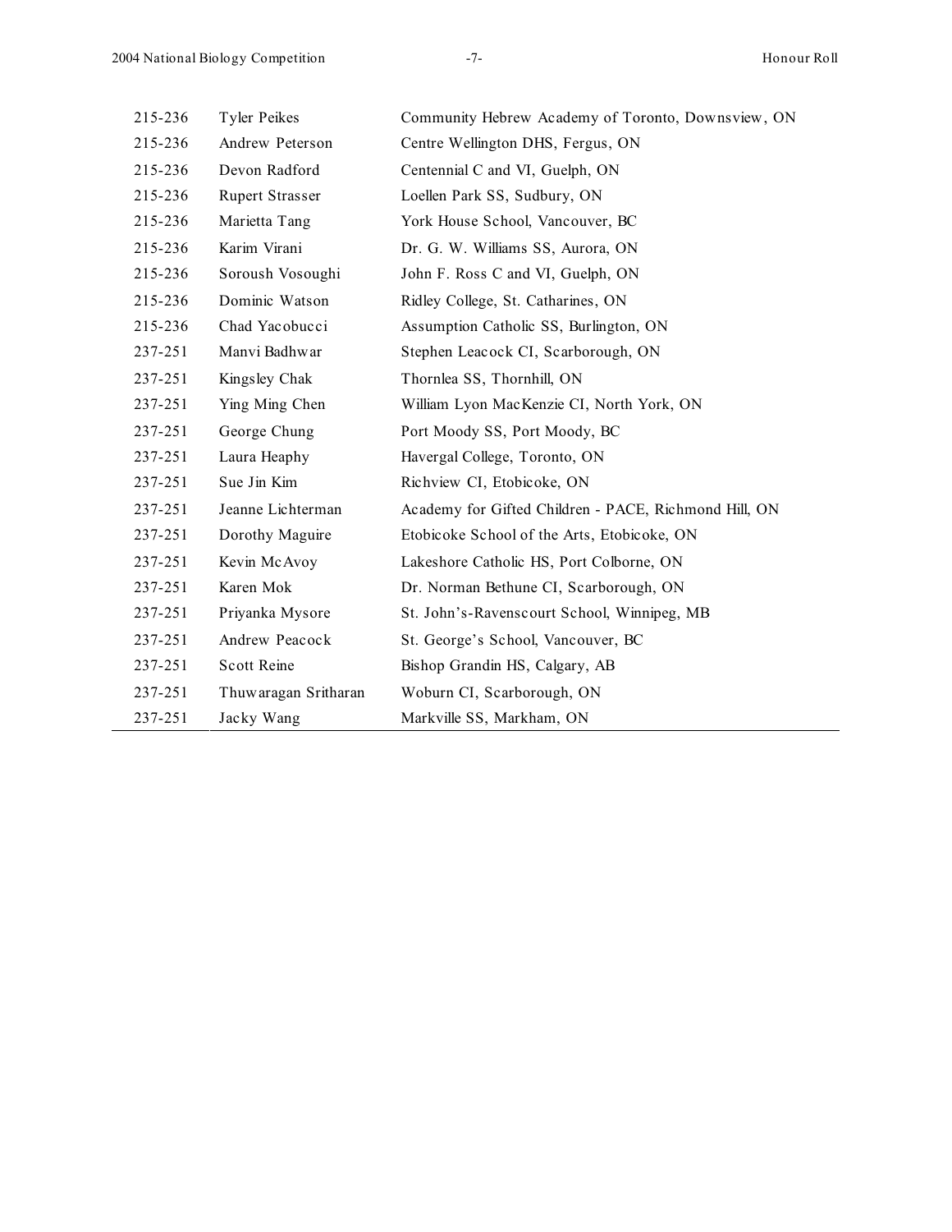| | | |
|---|---|---|
| 215-236 | Tyler Peikes | Community Hebrew Academy of Toronto, Downsview, ON |
| 215-236 | Andrew Peterson | Centre Wellington DHS, Fergus, ON |
| 215-236 | Devon Radford | Centennial C and VI, Guelph, ON |
| 215-236 | Rupert Strasser | Loellen Park SS, Sudbury, ON |
| 215-236 | Marietta Tang | York House School, Vancouver, BC |
| 215-236 | Karim Virani | Dr. G. W. Williams SS, Aurora, ON |
| 215-236 | Soroush Vosoughi | John F. Ross C and VI, Guelph, ON |
| 215-236 | Dominic Watson | Ridley College, St. Catharines, ON |
| 215-236 | Chad Yacobucci | Assumption Catholic SS, Burlington, ON |
| 237-251 | Manvi Badhwar | Stephen Leacock CI, Scarborough, ON |
| 237-251 | Kingsley Chak | Thornlea SS, Thornhill, ON |
| 237-251 | Ying Ming Chen | William Lyon MacKenzie CI, North York, ON |
| 237-251 | George Chung | Port Moody SS, Port Moody, BC |
| 237-251 | Laura Heaphy | Havergal College, Toronto, ON |
| 237-251 | Sue Jin Kim | Richview CI, Etobicoke, ON |
| 237-251 | Jeanne Lichterman | Academy for Gifted Children - PACE, Richmond Hill, ON |
| 237-251 | Dorothy Maguire | Etobicoke School of the Arts, Etobicoke, ON |
| 237-251 | Kevin McAvoy | Lakeshore Catholic HS, Port Colborne, ON |
| 237-251 | Karen Mok | Dr. Norman Bethune CI, Scarborough, ON |
| 237-251 | Priyanka Mysore | St. John's-Ravenscourt School, Winnipeg, MB |
| 237-251 | Andrew Peacock | St. George's School, Vancouver, BC |
| 237-251 | Scott Reine | Bishop Grandin HS, Calgary, AB |
| 237-251 | Thuwaragan Sritharan | Woburn CI, Scarborough, ON |
| 237-251 | Jacky Wang | Markville SS, Markham, ON |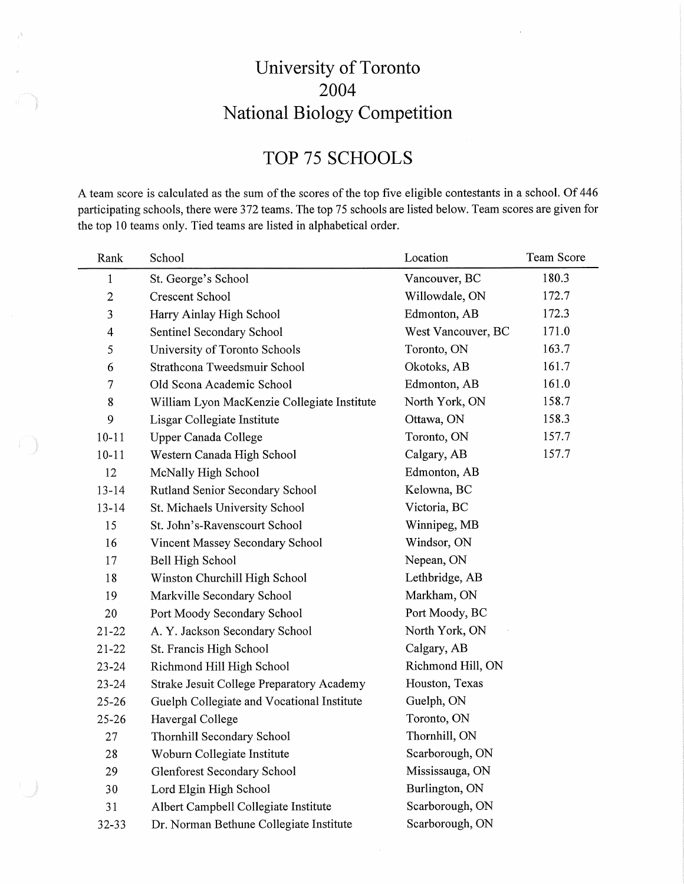# University of Toronto
# 2004
# National Biology Competition

## TOP 75 SCHOOLS

A team score is calculated as the sum of the scores of the top five eligible contestants in a school. Of 446 participating schools, there were 372 teams. The top 75 schools are listed below. Team scores are given for the top 10 teams only. Tied teams are listed in alphabetical order.

| Rank | School | Location | Team Score |
|---|---|---|---|
| 1 | St. George's School | Vancouver, BC | 180.3 |
| 2 | Crescent School | Willowdale, ON | 172.7 |
| 3 | Harry Ainlay High School | Edmonton, AB | 172.3 |
| 4 | Sentinel Secondary School | West Vancouver, BC | 171.0 |
| 5 | University of Toronto Schools | Toronto, ON | 163.7 |
| 6 | Strathcona Tweedsmuir School | Okotoks, AB | 161.7 |
| 7 | Old Scona Academic School | Edmonton, AB | 161.0 |
| 8 | William Lyon MacKenzie Collegiate Institute | North York, ON | 158.7 |
| 9 | Lisgar Collegiate Institute | Ottawa, ON | 158.3 |
| 10-11 | Upper Canada College | Toronto, ON | 157.7 |
| 10-11 | Western Canada High School | Calgary, AB | 157.7 |
| 12 | McNally High School | Edmonton, AB | |
| 13-14 | Rutland Senior Secondary School | Kelowna, BC | |
| 13-14 | St. Michaels University School | Victoria, BC | |
| 15 | St. John's-Ravenscourt School | Winnipeg, MB | |
| 16 | Vincent Massey Secondary School | Windsor, ON | |
| 17 | Bell High School | Nepean, ON | |
| 18 | Winston Churchill High School | Lethbridge, AB | |
| 19 | Markville Secondary School | Markham, ON | |
| 20 | Port Moody Secondary School | Port Moody, BC | |
| 21-22 | A. Y. Jackson Secondary School | North York, ON | |
| 21-22 | St. Francis High School | Calgary, AB | |
| 23-24 | Richmond Hill High School | Richmond Hill, ON | |
| 23-24 | Strake Jesuit College Preparatory Academy | Houston, Texas | |
| 25-26 | Guelph Collegiate and Vocational Institute | Guelph, ON | |
| 25-26 | Havergal College | Toronto, ON | |
| 27 | Thornhill Secondary School | Thornhill, ON | |
| 28 | Woburn Collegiate Institute | Scarborough, ON | |
| 29 | Glenforest Secondary School | Mississauga, ON | |
| 30 | Lord Elgin High School | Burlington, ON | |
| 31 | Albert Campbell Collegiate Institute | Scarborough, ON | |
| 32-33 | Dr. Norman Bethune Collegiate Institute | Scarborough, ON | |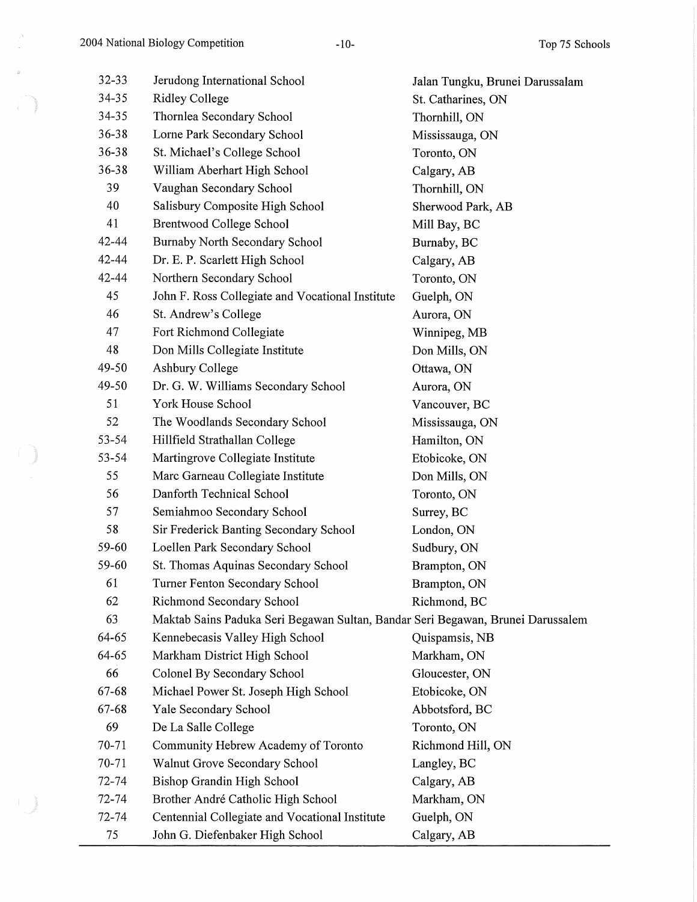| | | |
|---|---|---|
| 32-33 | Jerudong International School | Jalan Tungku, Brunei Darussalam |
| 34-35 | Ridley College | St. Catharines, ON |
| 34-35 | Thornlea Secondary School | Thornhill, ON |
| 36-38 | Lorne Park Secondary School | Mississauga, ON |
| 36-38 | St. Michael's College School | Toronto, ON |
| 36-38 | William Aberhart High School | Calgary, AB |
| 39 | Vaughan Secondary School | Thornhill, ON |
| 40 | Salisbury Composite High School | Sherwood Park, AB |
| 41 | Brentwood College School | Mill Bay, BC |
| 42-44 | Burnaby North Secondary School | Burnaby, BC |
| 42-44 | Dr. E. P. Scarlett High School | Calgary, AB |
| 42-44 | Northern Secondary School | Toronto, ON |
| 45 | John F. Ross Collegiate and Vocational Institute | Guelph, ON |
| 46 | St. Andrew's College | Aurora, ON |
| 47 | Fort Richmond Collegiate | Winnipeg, MB |
| 48 | Don Mills Collegiate Institute | Don Mills, ON |
| 49-50 | Ashbury College | Ottawa, ON |
| 49-50 | Dr. G. W. Williams Secondary School | Aurora, ON |
| 51 | York House School | Vancouver, BC |
| 52 | The Woodlands Secondary School | Mississauga, ON |
| 53-54 | Hillfield Strathallan College | Hamilton, ON |
| 53-54 | Martingrove Collegiate Institute | Etobicoke, ON |
| 55 | Marc Garneau Collegiate Institute | Don Mills, ON |
| 56 | Danforth Technical School | Toronto, ON |
| 57 | Semiahmoo Secondary School | Surrey, BC |
| 58 | Sir Frederick Banting Secondary School | London, ON |
| 59-60 | Loellen Park Secondary School | Sudbury, ON |
| 59-60 | St. Thomas Aquinas Secondary School | Brampton, ON |
| 61 | Turner Fenton Secondary School | Brampton, ON |
| 62 | Richmond Secondary School | Richmond, BC |
| 63 | Maktab Sains Paduka Seri Begawan Sultan, Bandar Seri Begawan, Brunei Darussalem | |
| 64-65 | Kennebecasis Valley High School | Quispamsis, NB |
| 64-65 | Markham District High School | Markham, ON |
| 66 | Colonel By Secondary School | Gloucester, ON |
| 67-68 | Michael Power St. Joseph High School | Etobicoke, ON |
| 67-68 | Yale Secondary School | Abbotsford, BC |
| 69 | De La Salle College | Toronto, ON |
| 70-71 | Community Hebrew Academy of Toronto | Richmond Hill, ON |
| 70-71 | Walnut Grove Secondary School | Langley, BC |
| 72-74 | Bishop Grandin High School | Calgary, AB |
| 72-74 | Brother André Catholic High School | Markham, ON |
| 72-74 | Centennial Collegiate and Vocational Institute | Guelph, ON |
| 75 | John G. Diefenbaker High School | Calgary, AB |